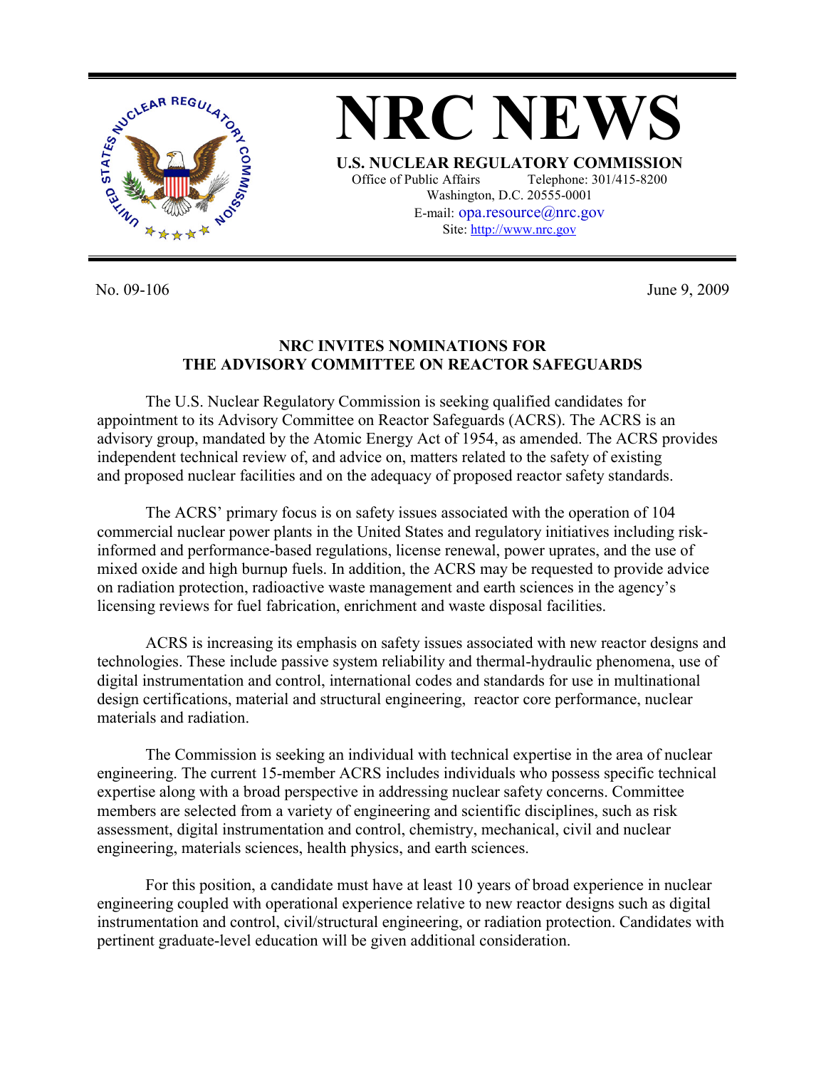# NRC NEWS

**U.S. NUCLEAR REGULATORY COMMISSION**

Office of Public Affairs Telephone: 301/415-8200
Washington, D.C. 20555-0001
E-mail: opa.resource@nrc.gov
Site: http://www.nrc.gov

No. 09-106 June 9, 2009

**NRC INVITES NOMINATIONS FOR THE ADVISORY COMMITTEE ON REACTOR SAFEGUARDS**

The U.S. Nuclear Regulatory Commission is seeking qualified candidates for appointment to its Advisory Committee on Reactor Safeguards (ACRS). The ACRS is an advisory group, mandated by the Atomic Energy Act of 1954, as amended. The ACRS provides independent technical review of, and advice on, matters related to the safety of existing and proposed nuclear facilities and on the adequacy of proposed reactor safety standards.

The ACRS' primary focus is on safety issues associated with the operation of 104 commercial nuclear power plants in the United States and regulatory initiatives including risk-informed and performance-based regulations, license renewal, power uprates, and the use of mixed oxide and high burnup fuels. In addition, the ACRS may be requested to provide advice on radiation protection, radioactive waste management and earth sciences in the agency's licensing reviews for fuel fabrication, enrichment and waste disposal facilities.

ACRS is increasing its emphasis on safety issues associated with new reactor designs and technologies. These include passive system reliability and thermal-hydraulic phenomena, use of digital instrumentation and control, international codes and standards for use in multinational design certifications, material and structural engineering, reactor core performance, nuclear materials and radiation.

The Commission is seeking an individual with technical expertise in the area of nuclear engineering. The current 15-member ACRS includes individuals who possess specific technical expertise along with a broad perspective in addressing nuclear safety concerns. Committee members are selected from a variety of engineering and scientific disciplines, such as risk assessment, digital instrumentation and control, chemistry, mechanical, civil and nuclear engineering, materials sciences, health physics, and earth sciences.

For this position, a candidate must have at least 10 years of broad experience in nuclear engineering coupled with operational experience relative to new reactor designs such as digital instrumentation and control, civil/structural engineering, or radiation protection. Candidates with pertinent graduate-level education will be given additional consideration.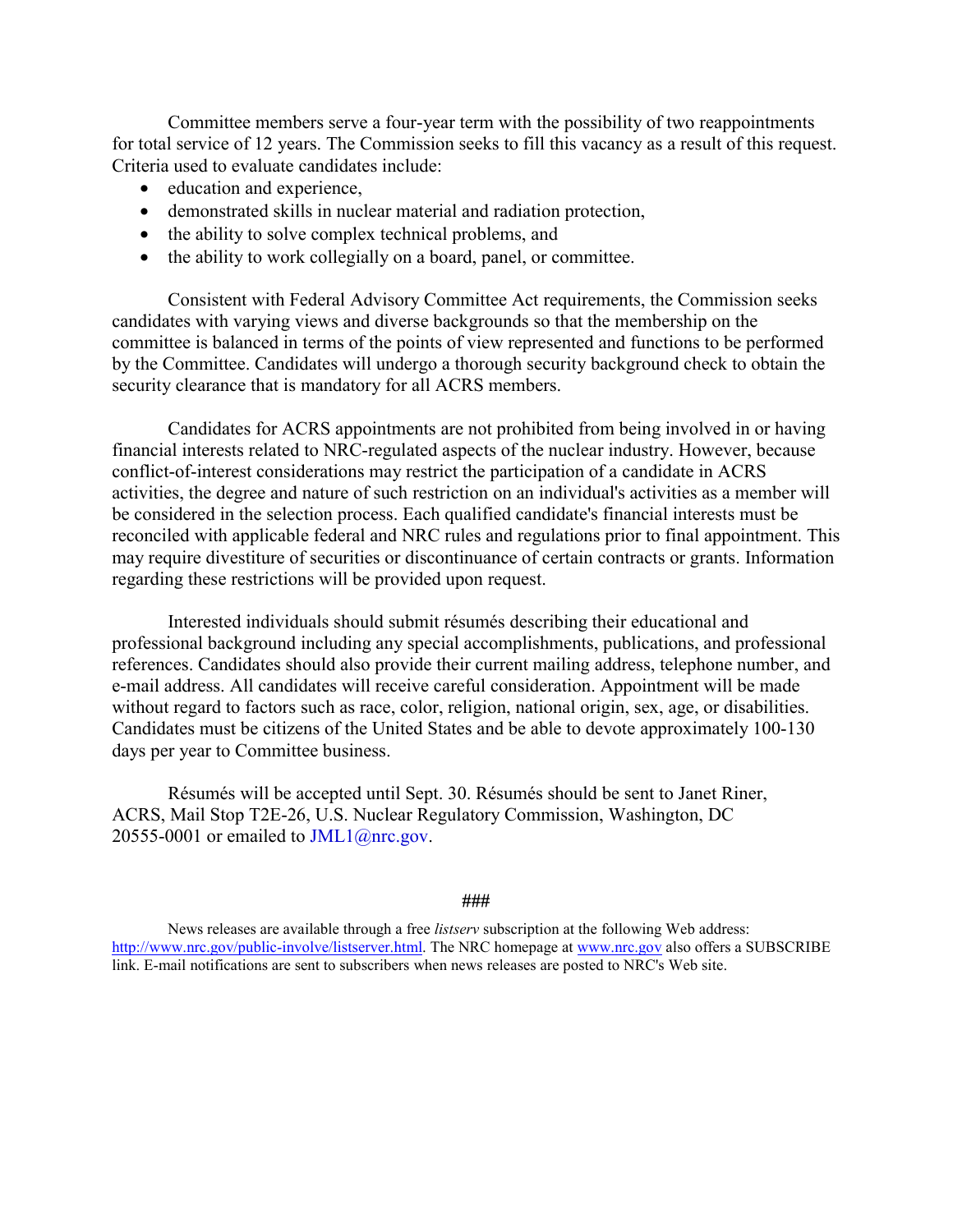Committee members serve a four-year term with the possibility of two reappointments for total service of 12 years. The Commission seeks to fill this vacancy as a result of this request. Criteria used to evaluate candidates include:

- education and experience,
- demonstrated skills in nuclear material and radiation protection,
- the ability to solve complex technical problems, and
- the ability to work collegially on a board, panel, or committee.

Consistent with Federal Advisory Committee Act requirements, the Commission seeks candidates with varying views and diverse backgrounds so that the membership on the committee is balanced in terms of the points of view represented and functions to be performed by the Committee. Candidates will undergo a thorough security background check to obtain the security clearance that is mandatory for all ACRS members.

Candidates for ACRS appointments are not prohibited from being involved in or having financial interests related to NRC-regulated aspects of the nuclear industry. However, because conflict-of-interest considerations may restrict the participation of a candidate in ACRS activities, the degree and nature of such restriction on an individual's activities as a member will be considered in the selection process. Each qualified candidate's financial interests must be reconciled with applicable federal and NRC rules and regulations prior to final appointment. This may require divestiture of securities or discontinuance of certain contracts or grants. Information regarding these restrictions will be provided upon request.

Interested individuals should submit résumés describing their educational and professional background including any special accomplishments, publications, and professional references. Candidates should also provide their current mailing address, telephone number, and e-mail address. All candidates will receive careful consideration. Appointment will be made without regard to factors such as race, color, religion, national origin, sex, age, or disabilities. Candidates must be citizens of the United States and be able to devote approximately 100-130 days per year to Committee business.

Résumés will be accepted until Sept. 30. Résumés should be sent to Janet Riner, ACRS, Mail Stop T2E-26, U.S. Nuclear Regulatory Commission, Washington, DC 20555-0001 or emailed to JML1@nrc.gov.

###

News releases are available through a free *listserv* subscription at the following Web address: http://www.nrc.gov/public-involve/listserver.html. The NRC homepage at www.nrc.gov also offers a SUBSCRIBE link. E-mail notifications are sent to subscribers when news releases are posted to NRC's Web site.